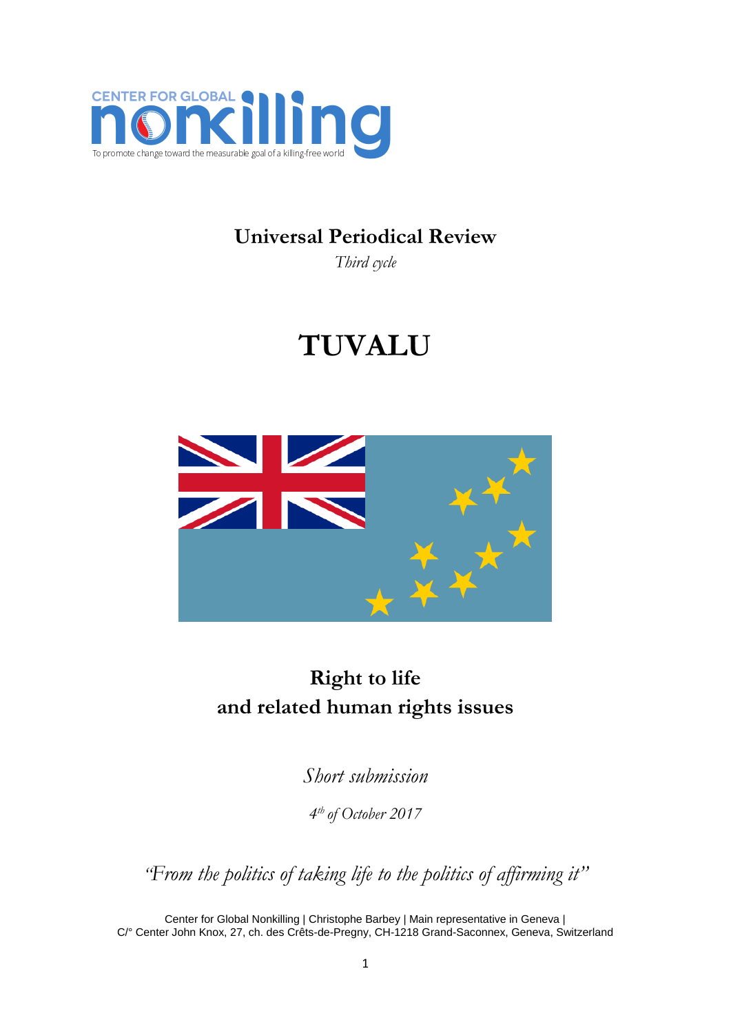CENTER FOR GLOBAL nonkilling

To promote change toward the measurable goal of a killing-free world

## Universal Periodical Review

*Third cycle*

# TUVALU

## Right to life and related human rights issues

*Short submission*

*4th of October 2017*

*"From the politics of taking life to the politics of affirming it"*

Center for Global Nonkilling | Christophe Barbey | Main representative in Geneva | C/° Center John Knox, 27, ch. des Crêts-de-Pregny, CH-1218 Grand-Saconnex, Geneva, Switzerland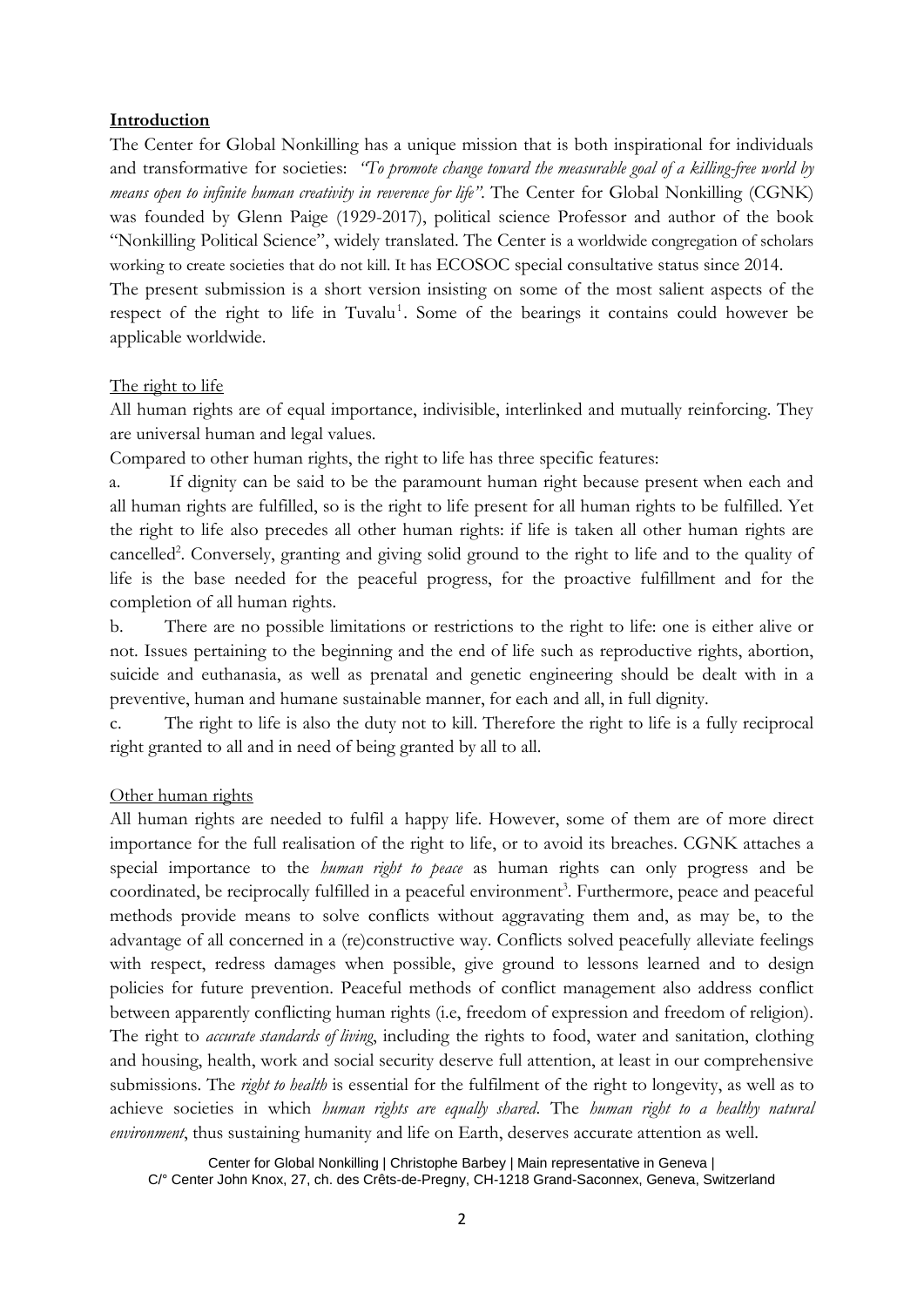## Introduction

The Center for Global Nonkilling has a unique mission that is both inspirational for individuals and transformative for societies: *"To promote change toward the measurable goal of a killing-free world by means open to infinite human creativity in reverence for life"*. The Center for Global Nonkilling (CGNK) was founded by Glenn Paige (1929-2017), political science Professor and author of the book "Nonkilling Political Science", widely translated. The Center is a worldwide congregation of scholars working to create societies that do not kill. It has ECOSOC special consultative status since 2014.

The present submission is a short version insisting on some of the most salient aspects of the respect of the right to life in Tuvalu[1]. Some of the bearings it contains could however be applicable worldwide.

### The right to life

All human rights are of equal importance, indivisible, interlinked and mutually reinforcing. They are universal human and legal values.

Compared to other human rights, the right to life has three specific features:

a. If dignity can be said to be the paramount human right because present when each and all human rights are fulfilled, so is the right to life present for all human rights to be fulfilled. Yet the right to life also precedes all other human rights: if life is taken all other human rights are cancelled[2]. Conversely, granting and giving solid ground to the right to life and to the quality of life is the base needed for the peaceful progress, for the proactive fulfillment and for the completion of all human rights.

b. There are no possible limitations or restrictions to the right to life: one is either alive or not. Issues pertaining to the beginning and the end of life such as reproductive rights, abortion, suicide and euthanasia, as well as prenatal and genetic engineering should be dealt with in a preventive, human and humane sustainable manner, for each and all, in full dignity.

c. The right to life is also the duty not to kill. Therefore the right to life is a fully reciprocal right granted to all and in need of being granted by all to all.

### Other human rights

All human rights are needed to fulfil a happy life. However, some of them are of more direct importance for the full realisation of the right to life, or to avoid its breaches. CGNK attaches a special importance to the *human right to peace* as human rights can only progress and be coordinated, be reciprocally fulfilled in a peaceful environment[3]. Furthermore, peace and peaceful methods provide means to solve conflicts without aggravating them and, as may be, to the advantage of all concerned in a (re)constructive way. Conflicts solved peacefully alleviate feelings with respect, redress damages when possible, give ground to lessons learned and to design policies for future prevention. Peaceful methods of conflict management also address conflict between apparently conflicting human rights (i.e, freedom of expression and freedom of religion). The right to *accurate standards of living*, including the rights to food, water and sanitation, clothing and housing, health, work and social security deserve full attention, at least in our comprehensive submissions. The *right to health* is essential for the fulfilment of the right to longevity, as well as to achieve societies in which *human rights are equally shared*. The *human right to a healthy natural environment*, thus sustaining humanity and life on Earth, deserves accurate attention as well.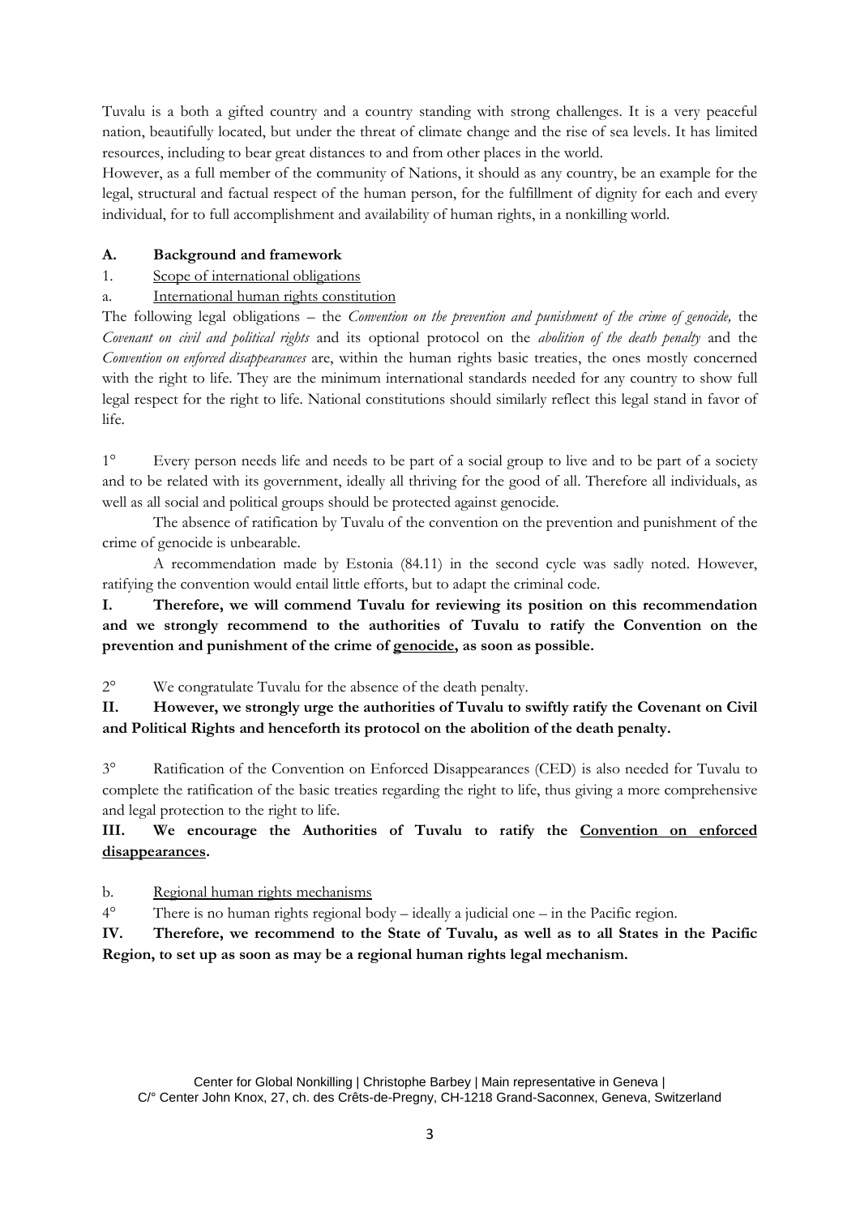Tuvalu is a both a gifted country and a country standing with strong challenges. It is a very peaceful nation, beautifully located, but under the threat of climate change and the rise of sea levels. It has limited resources, including to bear great distances to and from other places in the world.

However, as a full member of the community of Nations, it should as any country, be an example for the legal, structural and factual respect of the human person, for the fulfillment of dignity for each and every individual, for to full accomplishment and availability of human rights, in a nonkilling world.

## A. Background and framework

### 1. Scope of international obligations

#### a. International human rights constitution

The following legal obligations – the *Convention on the prevention and punishment of the crime of genocide,* the *Covenant on civil and political rights* and its optional protocol on the *abolition of the death penalty* and the *Convention on enforced disappearances* are, within the human rights basic treaties, the ones mostly concerned with the right to life. They are the minimum international standards needed for any country to show full legal respect for the right to life. National constitutions should similarly reflect this legal stand in favor of life.

1° Every person needs life and needs to be part of a social group to live and to be part of a society and to be related with its government, ideally all thriving for the good of all. Therefore all individuals, as well as all social and political groups should be protected against genocide.

The absence of ratification by Tuvalu of the convention on the prevention and punishment of the crime of genocide is unbearable.

A recommendation made by Estonia (84.11) in the second cycle was sadly noted. However, ratifying the convention would entail little efforts, but to adapt the criminal code.

**I. Therefore, we will commend Tuvalu for reviewing its position on this recommendation and we strongly recommend to the authorities of Tuvalu to ratify the Convention on the prevention and punishment of the crime of <u>genocide</u>, as soon as possible.**

2° We congratulate Tuvalu for the absence of the death penalty.

**II. However, we strongly urge the authorities of Tuvalu to swiftly ratify the Covenant on Civil and Political Rights and henceforth its protocol on the abolition of the death penalty.**

3° Ratification of the Convention on Enforced Disappearances (CED) is also needed for Tuvalu to complete the ratification of the basic treaties regarding the right to life, thus giving a more comprehensive and legal protection to the right to life.

**III. We encourage the Authorities of Tuvalu to ratify the <u>Convention on enforced disappearances</u>.**

#### b. Regional human rights mechanisms

4° There is no human rights regional body – ideally a judicial one – in the Pacific region.

**IV. Therefore, we recommend to the State of Tuvalu, as well as to all States in the Pacific Region, to set up as soon as may be a regional human rights legal mechanism.**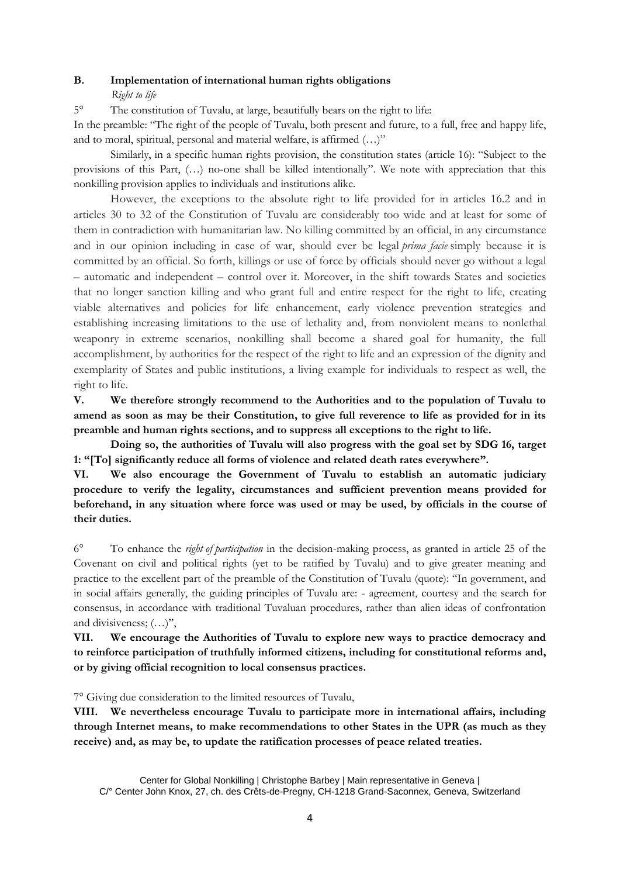**B. Implementation of international human rights obligations**

*Right to life*

5° The constitution of Tuvalu, at large, beautifully bears on the right to life:

In the preamble: "The right of the people of Tuvalu, both present and future, to a full, free and happy life, and to moral, spiritual, personal and material welfare, is affirmed (…)"

Similarly, in a specific human rights provision, the constitution states (article 16): "Subject to the provisions of this Part, (…) no-one shall be killed intentionally". We note with appreciation that this nonkilling provision applies to individuals and institutions alike.

However, the exceptions to the absolute right to life provided for in articles 16.2 and in articles 30 to 32 of the Constitution of Tuvalu are considerably too wide and at least for some of them in contradiction with humanitarian law. No killing committed by an official, in any circumstance and in our opinion including in case of war, should ever be legal *prima facie* simply because it is committed by an official. So forth, killings or use of force by officials should never go without a legal – automatic and independent – control over it. Moreover, in the shift towards States and societies that no longer sanction killing and who grant full and entire respect for the right to life, creating viable alternatives and policies for life enhancement, early violence prevention strategies and establishing increasing limitations to the use of lethality and, from nonviolent means to nonlethal weaponry in extreme scenarios, nonkilling shall become a shared goal for humanity, the full accomplishment, by authorities for the respect of the right to life and an expression of the dignity and exemplarity of States and public institutions, a living example for individuals to respect as well, the right to life.

**V. We therefore strongly recommend to the Authorities and to the population of Tuvalu to amend as soon as may be their Constitution, to give full reverence to life as provided for in its preamble and human rights sections, and to suppress all exceptions to the right to life.**

**Doing so, the authorities of Tuvalu will also progress with the goal set by SDG 16, target 1: "[To] significantly reduce all forms of violence and related death rates everywhere".**

**VI. We also encourage the Government of Tuvalu to establish an automatic judiciary procedure to verify the legality, circumstances and sufficient prevention means provided for beforehand, in any situation where force was used or may be used, by officials in the course of their duties.**

6° To enhance the *right of participation* in the decision-making process, as granted in article 25 of the Covenant on civil and political rights (yet to be ratified by Tuvalu) and to give greater meaning and practice to the excellent part of the preamble of the Constitution of Tuvalu (quote): "In government, and in social affairs generally, the guiding principles of Tuvalu are: - agreement, courtesy and the search for consensus, in accordance with traditional Tuvaluan procedures, rather than alien ideas of confrontation and divisiveness; (…)",

**VII. We encourage the Authorities of Tuvalu to explore new ways to practice democracy and to reinforce participation of truthfully informed citizens, including for constitutional reforms and, or by giving official recognition to local consensus practices.**

7° Giving due consideration to the limited resources of Tuvalu,

**VIII. We nevertheless encourage Tuvalu to participate more in international affairs, including through Internet means, to make recommendations to other States in the UPR (as much as they receive) and, as may be, to update the ratification processes of peace related treaties.**

Center for Global Nonkilling | Christophe Barbey | Main representative in Geneva |
C/° Center John Knox, 27, ch. des Crêts-de-Pregny, CH-1218 Grand-Saconnex, Geneva, Switzerland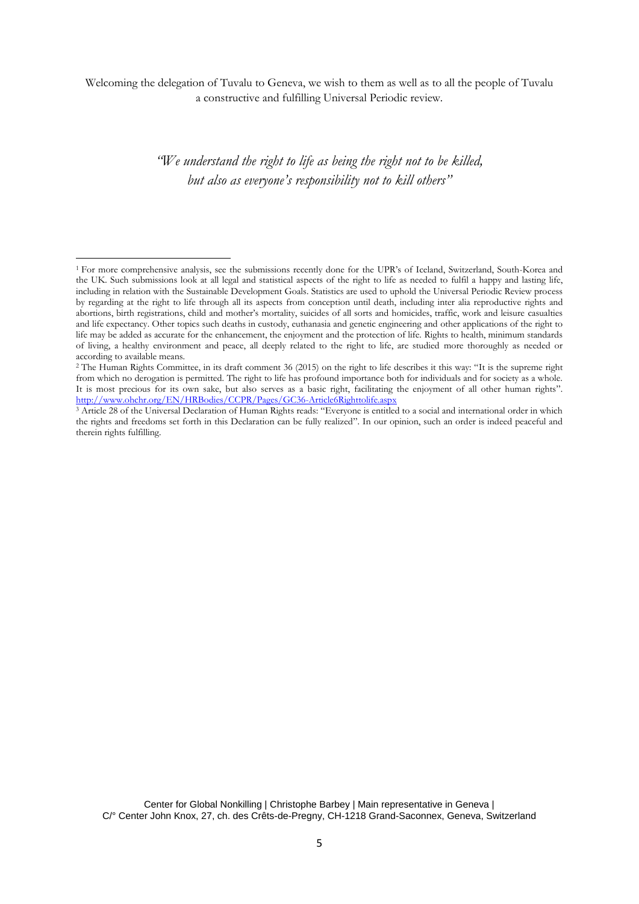Welcoming the delegation of Tuvalu to Geneva, we wish to them as well as to all the people of Tuvalu a constructive and fulfilling Universal Periodic review.

*"We understand the right to life as being the right not to be killed, but also as everyone's responsibility not to kill others"*

---

[1] For more comprehensive analysis, see the submissions recently done for the UPR's of Iceland, Switzerland, South-Korea and the UK. Such submissions look at all legal and statistical aspects of the right to life as needed to fulfil a happy and lasting life, including in relation with the Sustainable Development Goals. Statistics are used to uphold the Universal Periodic Review process by regarding at the right to life through all its aspects from conception until death, including inter alia reproductive rights and abortions, birth registrations, child and mother's mortality, suicides of all sorts and homicides, traffic, work and leisure casualties and life expectancy. Other topics such deaths in custody, euthanasia and genetic engineering and other applications of the right to life may be added as accurate for the enhancement, the enjoyment and the protection of life. Rights to health, minimum standards of living, a healthy environment and peace, all deeply related to the right to life, are studied more thoroughly as needed or according to available means.

[2] The Human Rights Committee, in its draft comment 36 (2015) on the right to life describes it this way: "It is the supreme right from which no derogation is permitted. The right to life has profound importance both for individuals and for society as a whole. It is most precious for its own sake, but also serves as a basic right, facilitating the enjoyment of all other human rights". http://www.ohchr.org/EN/HRBodies/CCPR/Pages/GC36-Article6Righttolife.aspx

[3] Article 28 of the Universal Declaration of Human Rights reads: "Everyone is entitled to a social and international order in which the rights and freedoms set forth in this Declaration can be fully realized". In our opinion, such an order is indeed peaceful and therein rights fulfilling.

Center for Global Nonkilling | Christophe Barbey | Main representative in Geneva |
C/° Center John Knox, 27, ch. des Crêts-de-Pregny, CH-1218 Grand-Saconnex, Geneva, Switzerland